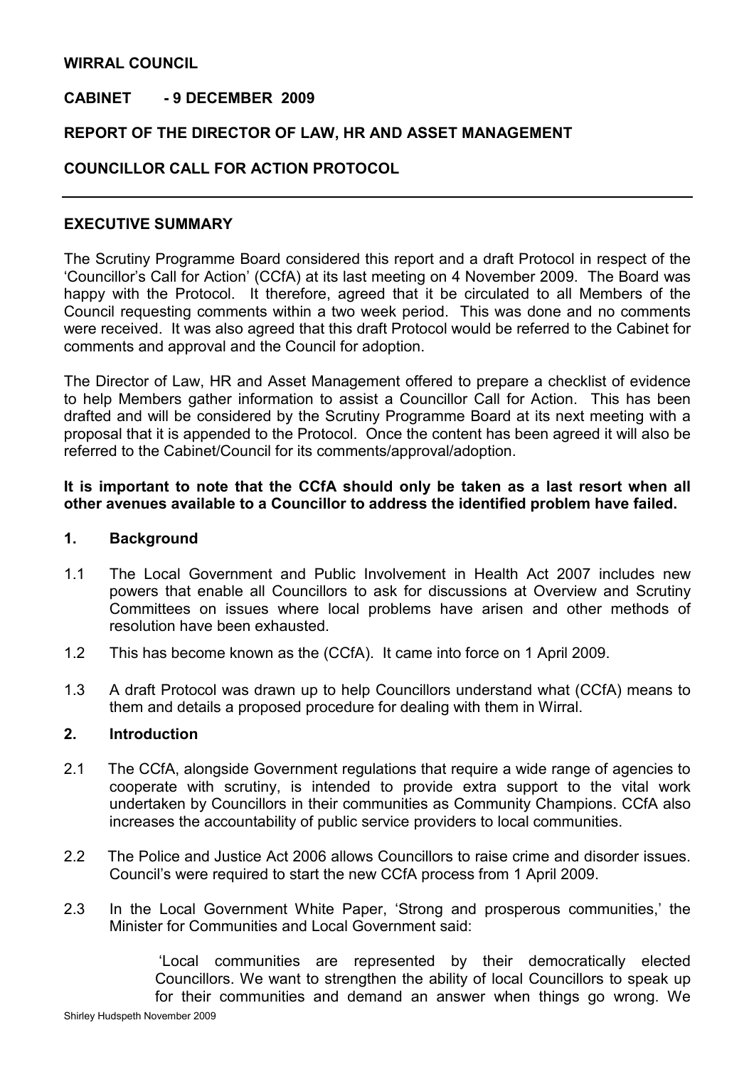**WIRRAL COUNCIL**

**CABINET - 9 DECEMBER 2009**

**REPORT OF THE DIRECTOR OF LAW, HR AND ASSET MANAGEMENT**

**COUNCILLOR CALL FOR ACTION PROTOCOL**

---

## EXECUTIVE SUMMARY

The Scrutiny Programme Board considered this report and a draft Protocol in respect of the 'Councillor's Call for Action' (CCfA) at its last meeting on 4 November 2009. The Board was happy with the Protocol. It therefore, agreed that it be circulated to all Members of the Council requesting comments within a two week period. This was done and no comments were received. It was also agreed that this draft Protocol would be referred to the Cabinet for comments and approval and the Council for adoption.

The Director of Law, HR and Asset Management offered to prepare a checklist of evidence to help Members gather information to assist a Councillor Call for Action. This has been drafted and will be considered by the Scrutiny Programme Board at its next meeting with a proposal that it is appended to the Protocol. Once the content has been agreed it will also be referred to the Cabinet/Council for its comments/approval/adoption.

**It is important to note that the CCfA should only be taken as a last resort when all other avenues available to a Councillor to address the identified problem have failed.**

## 1. Background

1.1 The Local Government and Public Involvement in Health Act 2007 includes new powers that enable all Councillors to ask for discussions at Overview and Scrutiny Committees on issues where local problems have arisen and other methods of resolution have been exhausted.

1.2 This has become known as the (CCfA). It came into force on 1 April 2009.

1.3 A draft Protocol was drawn up to help Councillors understand what (CCfA) means to them and details a proposed procedure for dealing with them in Wirral.

## 2. Introduction

2.1 The CCfA, alongside Government regulations that require a wide range of agencies to cooperate with scrutiny, is intended to provide extra support to the vital work undertaken by Councillors in their communities as Community Champions. CCfA also increases the accountability of public service providers to local communities.

2.2 The Police and Justice Act 2006 allows Councillors to raise crime and disorder issues. Council's were required to start the new CCfA process from 1 April 2009.

2.3 In the Local Government White Paper, 'Strong and prosperous communities,' the Minister for Communities and Local Government said:

> 'Local communities are represented by their democratically elected Councillors. We want to strengthen the ability of local Councillors to speak up for their communities and demand an answer when things go wrong. We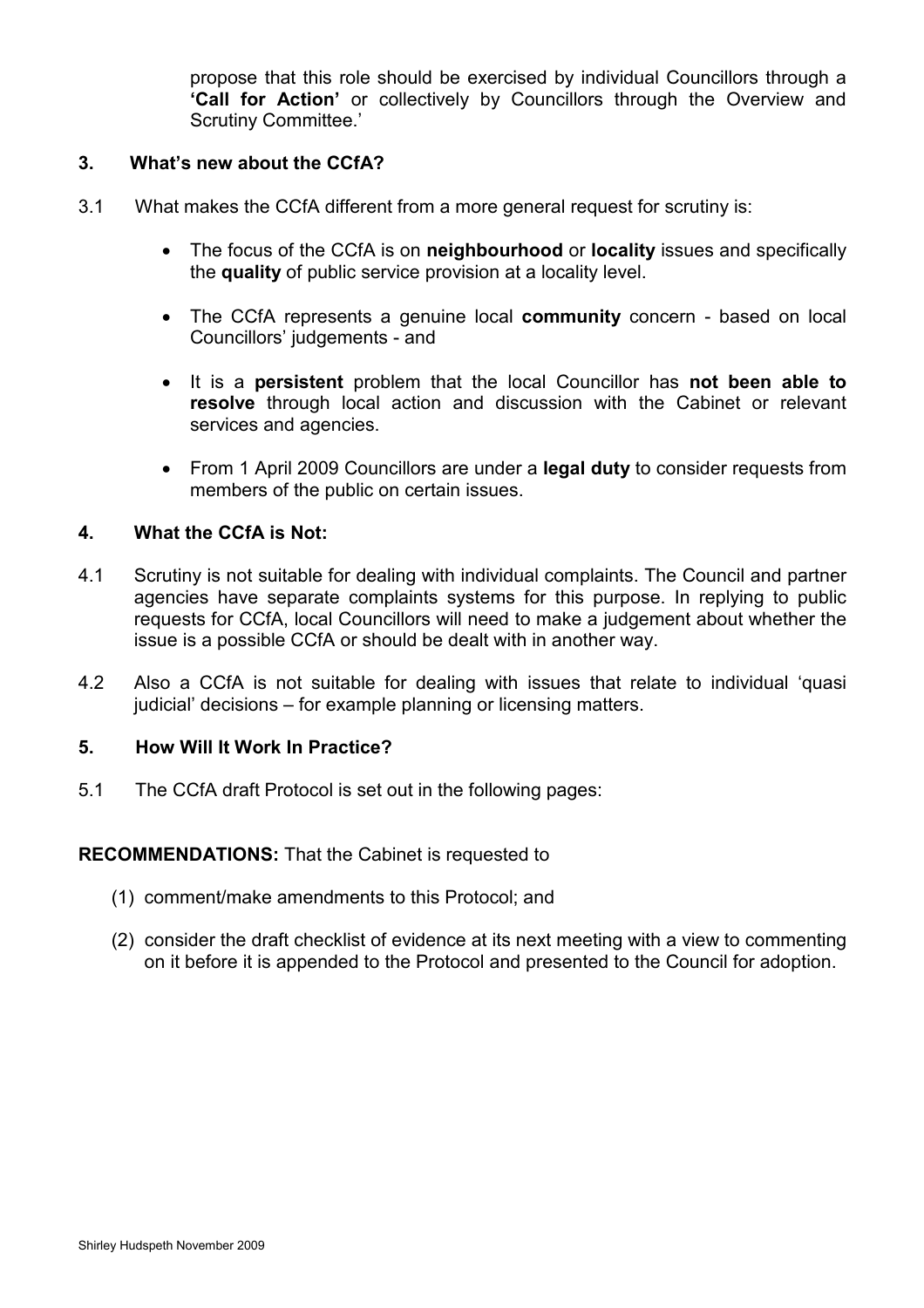propose that this role should be exercised by individual Councillors through a **'Call for Action'** or collectively by Councillors through the Overview and Scrutiny Committee.'

## 3. What's new about the CCfA?

3.1 What makes the CCfA different from a more general request for scrutiny is:

- The focus of the CCfA is on **neighbourhood** or **locality** issues and specifically the **quality** of public service provision at a locality level.
- The CCfA represents a genuine local **community** concern - based on local Councillors' judgements - and
- It is a **persistent** problem that the local Councillor has **not been able to resolve** through local action and discussion with the Cabinet or relevant services and agencies.
- From 1 April 2009 Councillors are under a **legal duty** to consider requests from members of the public on certain issues.

## 4. What the CCfA is Not:

4.1 Scrutiny is not suitable for dealing with individual complaints. The Council and partner agencies have separate complaints systems for this purpose. In replying to public requests for CCfA, local Councillors will need to make a judgement about whether the issue is a possible CCfA or should be dealt with in another way.

4.2 Also a CCfA is not suitable for dealing with issues that relate to individual 'quasi judicial' decisions – for example planning or licensing matters.

## 5. How Will It Work In Practice?

5.1 The CCfA draft Protocol is set out in the following pages:

**RECOMMENDATIONS:** That the Cabinet is requested to

(1) comment/make amendments to this Protocol; and

(2) consider the draft checklist of evidence at its next meeting with a view to commenting on it before it is appended to the Protocol and presented to the Council for adoption.

Shirley Hudspeth November 2009